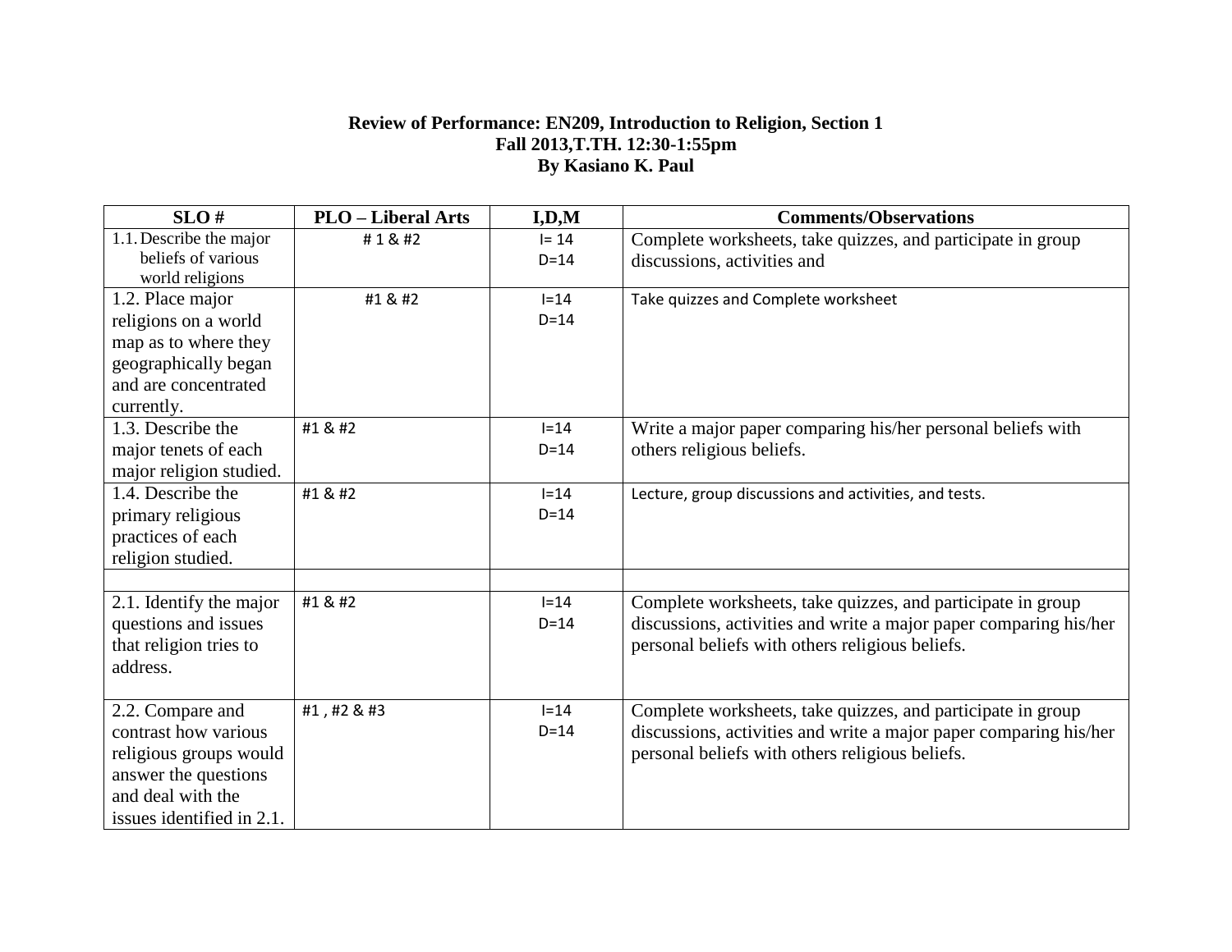**Review of Performance: EN209, Introduction to Religion, Section 1**
**Fall 2013,T.TH. 12:30-1:55pm**
**By Kasiano K. Paul**

| SLO # | PLO – Liberal Arts | I,D,M | Comments/Observations |
|---|---|---|---|
| 1.1. Describe the major beliefs of various world religions | # 1 & #2 | I= 14<br>D=14 | Complete worksheets, take quizzes, and participate in group discussions, activities and |
| 1.2. Place major religions on a world map as to where they geographically began and are concentrated currently. | #1 & #2 | I=14<br>D=14 | Take quizzes and Complete worksheet |
| 1.3. Describe the major tenets of each major religion studied. | #1 & #2 | I=14<br>D=14 | Write a major paper comparing his/her personal beliefs with others religious beliefs. |
| 1.4. Describe the primary religious practices of each religion studied. | #1 & #2 | I=14<br>D=14 | Lecture, group discussions and activities, and tests. |
| | | | |
| 2.1. Identify the major questions and issues that religion tries to address. | #1 & #2 | I=14<br>D=14 | Complete worksheets, take quizzes, and participate in group discussions, activities and write a major paper comparing his/her personal beliefs with others religious beliefs. |
| 2.2. Compare and contrast how various religious groups would answer the questions and deal with the issues identified in 2.1. | #1 , #2 & #3 | I=14<br>D=14 | Complete worksheets, take quizzes, and participate in group discussions, activities and write a major paper comparing his/her personal beliefs with others religious beliefs. |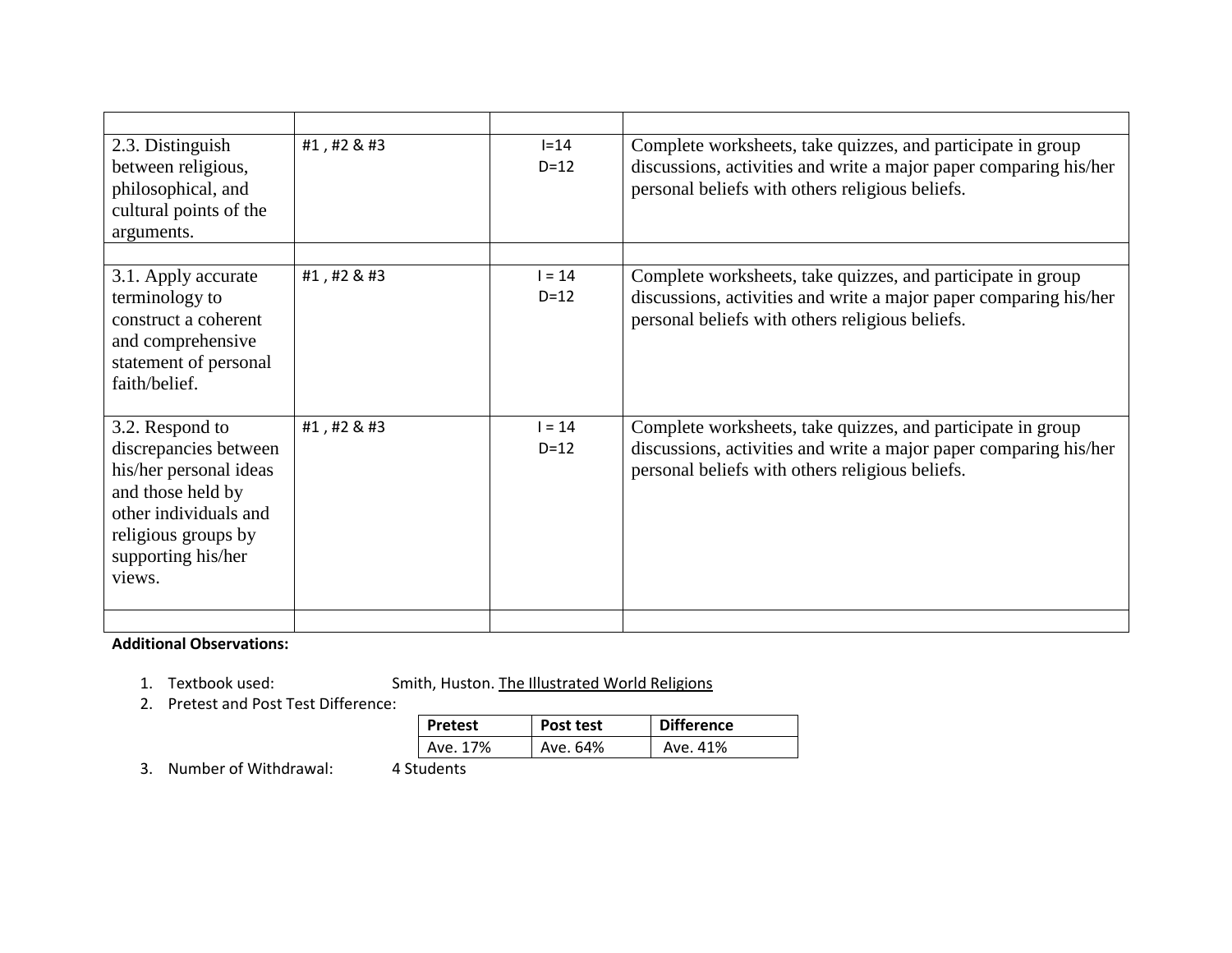| | | | |
|---|---|---|---|
| 2.3. Distinguish between religious, philosophical, and cultural points of the arguments. | #1 , #2 & #3 | I=14<br>D=12 | Complete worksheets, take quizzes, and participate in group discussions, activities and write a major paper comparing his/her personal beliefs with others religious beliefs. |
| | | | |
| 3.1. Apply accurate terminology to construct a coherent and comprehensive statement of personal faith/belief. | #1 , #2 & #3 | I = 14<br>D=12 | Complete worksheets, take quizzes, and participate in group discussions, activities and write a major paper comparing his/her personal beliefs with others religious beliefs. |
| 3.2. Respond to discrepancies between his/her personal ideas and those held by other individuals and religious groups by supporting his/her views. | #1 , #2 & #3 | I = 14<br>D=12 | Complete worksheets, take quizzes, and participate in group discussions, activities and write a major paper comparing his/her personal beliefs with others religious beliefs. |
| | | | |

**Additional Observations:**

1. Textbook used: Smith, Huston. The Illustrated World Religions
2. Pretest and Post Test Difference:

| Pretest | Post test | Difference |
|---|---|---|
| Ave. 17% | Ave. 64% | Ave. 41% |

3. Number of Withdrawal: 4 Students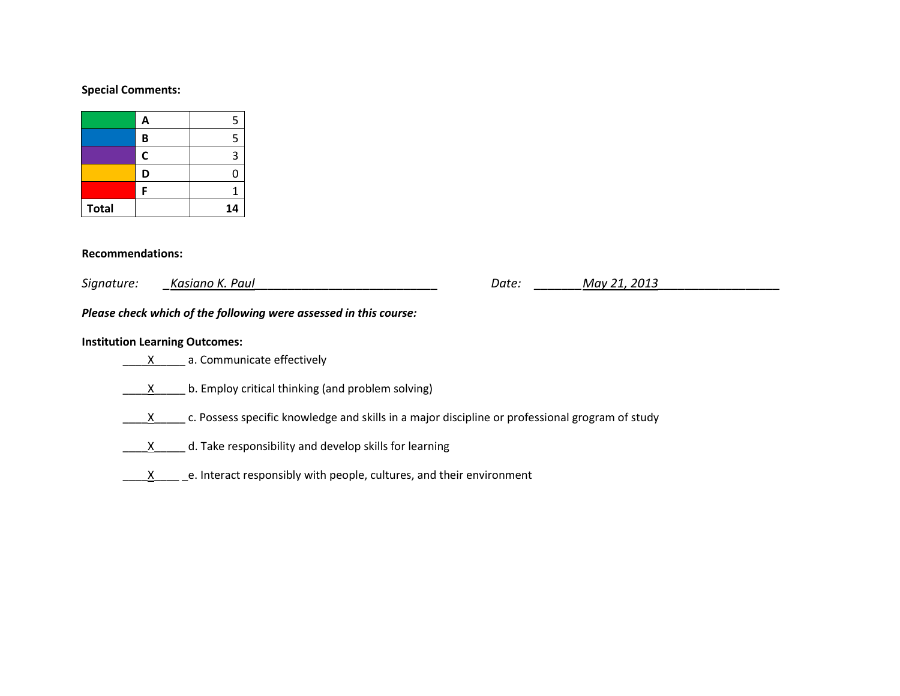**Special Comments:**

| | | |
|---|---|---|
| | **A** | 5 |
| | **B** | 5 |
| | **C** | 3 |
| | **D** | 0 |
| | **F** | 1 |
| **Total** | | **14** |

**Recommendations:**

*Signature:* _*Kasiano K. Paul*___________________________ *Date:* _______*May 21, 2013*__________________

***Please check which of the following were assessed in this course:***

**Institution Learning Outcomes:**

____X_____ a. Communicate effectively

____X_____ b. Employ critical thinking (and problem solving)

____X_____ c. Possess specific knowledge and skills in a major discipline or professional grogram of study

____X_____ d. Take responsibility and develop skills for learning

____X____ _e. Interact responsibly with people, cultures, and their environment